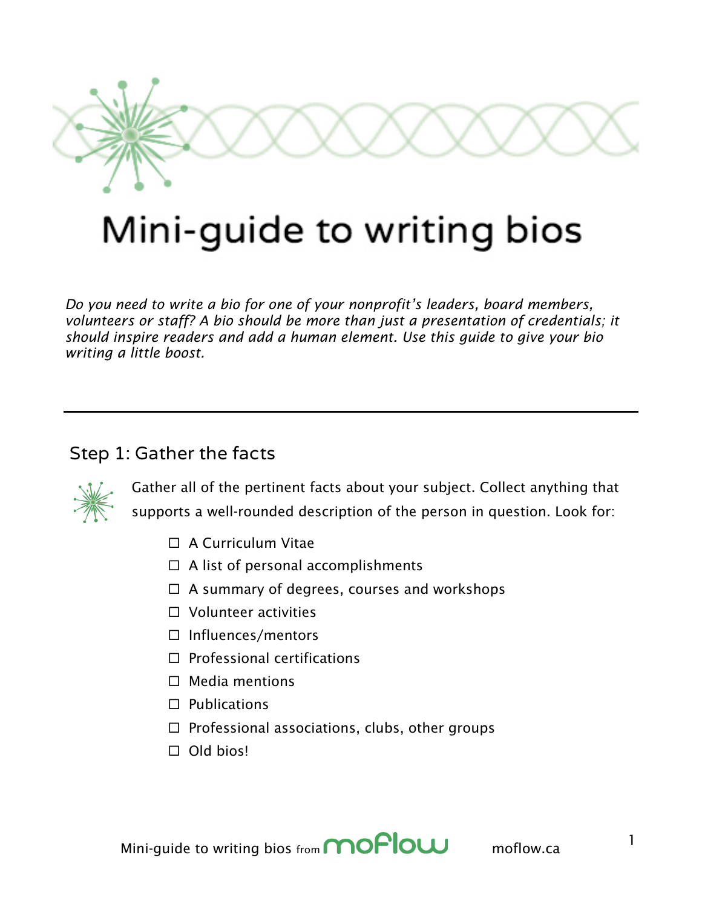# Mini-guide to writing bios

*Do you need to write a bio for one of your nonprofit's leaders, board members, volunteers or staff? A bio should be more than just a presentation of credentials; it should inspire readers and add a human element. Use this guide to give your bio writing a little boost.*

---

## Step 1: Gather the facts

Gather all of the pertinent facts about your subject. Collect anything that supports a well-rounded description of the person in question. Look for:

- ☐ A Curriculum Vitae
- ☐ A list of personal accomplishments
- ☐ A summary of degrees, courses and workshops
- ☐ Volunteer activities
- ☐ Influences/mentors
- ☐ Professional certifications
- ☐ Media mentions
- ☐ Publications
- ☐ Professional associations, clubs, other groups
- ☐ Old bios!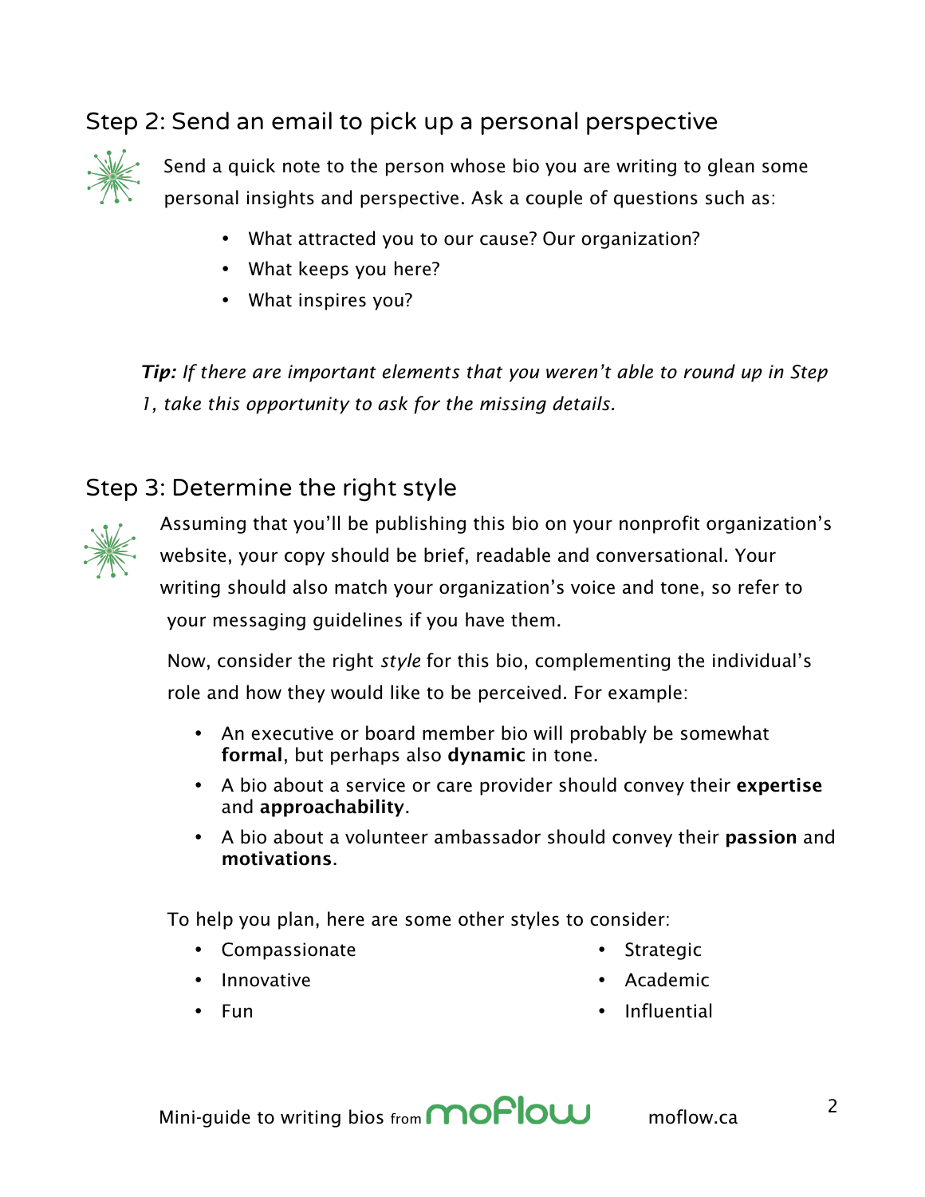## Step 2: Send an email to pick up a personal perspective

Send a quick note to the person whose bio you are writing to glean some personal insights and perspective. Ask a couple of questions such as:

- What attracted you to our cause? Our organization?
- What keeps you here?
- What inspires you?

***Tip:*** *If there are important elements that you weren't able to round up in Step 1, take this opportunity to ask for the missing details.*

## Step 3: Determine the right style

Assuming that you'll be publishing this bio on your nonprofit organization's website, your copy should be brief, readable and conversational. Your writing should also match your organization's voice and tone, so refer to your messaging guidelines if you have them.

Now, consider the right *style* for this bio, complementing the individual's role and how they would like to be perceived. For example:

- An executive or board member bio will probably be somewhat **formal**, but perhaps also **dynamic** in tone.
- A bio about a service or care provider should convey their **expertise** and **approachability**.
- A bio about a volunteer ambassador should convey their **passion** and **motivations**.

To help you plan, here are some other styles to consider:

- Compassionate
- Innovative
- Fun
- Strategic
- Academic
- Influential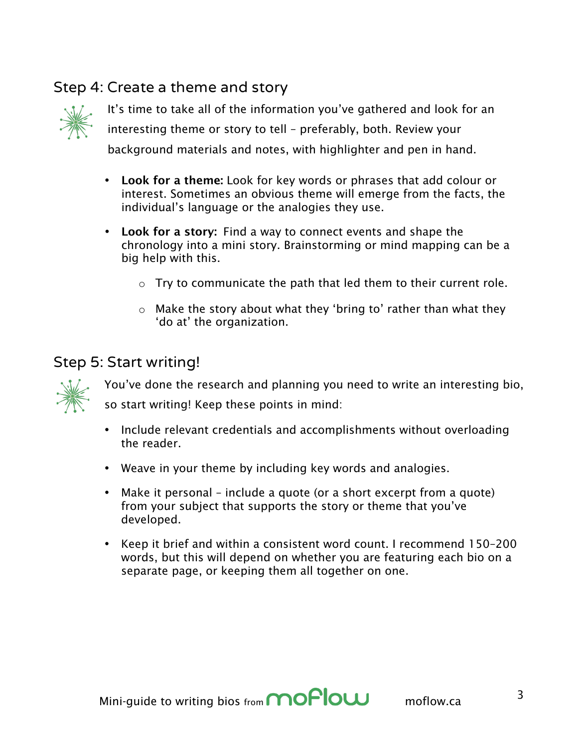## Step 4: Create a theme and story

It's time to take all of the information you've gathered and look for an interesting theme or story to tell – preferably, both. Review your background materials and notes, with highlighter and pen in hand.

- **Look for a theme:** Look for key words or phrases that add colour or interest. Sometimes an obvious theme will emerge from the facts, the individual's language or the analogies they use.
- **Look for a story:** Find a way to connect events and shape the chronology into a mini story. Brainstorming or mind mapping can be a big help with this.
  - Try to communicate the path that led them to their current role.
  - Make the story about what they 'bring to' rather than what they 'do at' the organization.

## Step 5: Start writing!

You've done the research and planning you need to write an interesting bio, so start writing! Keep these points in mind:

- Include relevant credentials and accomplishments without overloading the reader.
- Weave in your theme by including key words and analogies.
- Make it personal – include a quote (or a short excerpt from a quote) from your subject that supports the story or theme that you've developed.
- Keep it brief and within a consistent word count. I recommend 150–200 words, but this will depend on whether you are featuring each bio on a separate page, or keeping them all together on one.